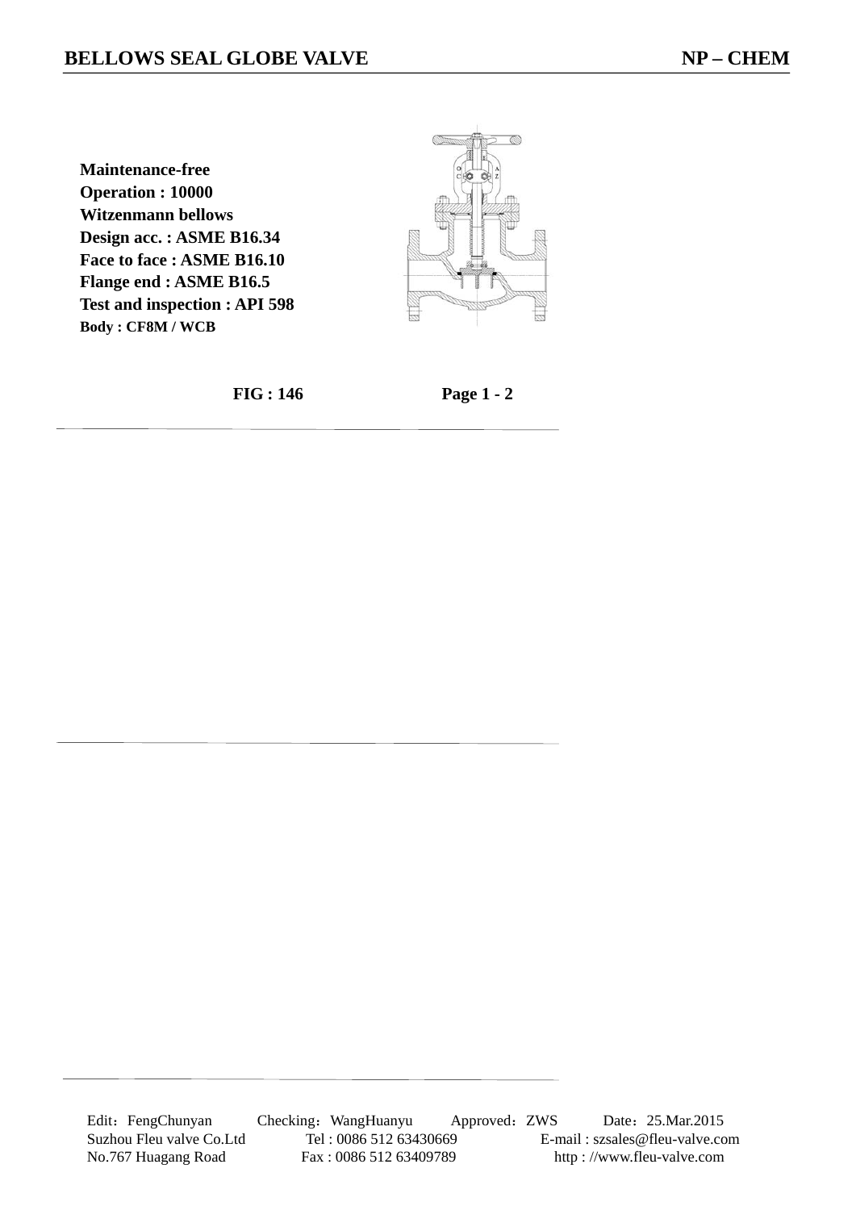# BELLOWS SEAL GLOBE VALVE

**NP – CHEM**

**Maintenance-free**
**Operation : 10000**
**Witzenmann bellows**
**Design acc. : ASME B16.34**
**Face to face : ASME B16.10**
**Flange end : ASME B16.5**
**Test and inspection : API 598**
**Body : CF8M / WCB**

**FIG : 146** **Page 1 - 2**

Edit：FengChunyan Checking：WangHuanyu Approved：ZWS Date：25.Mar.2015
Suzhou Fleu valve Co.Ltd Tel : 0086 512 63430669 E-mail : szsales@fleu-valve.com
No.767 Huagang Road Fax : 0086 512 63409789 http : //www.fleu-valve.com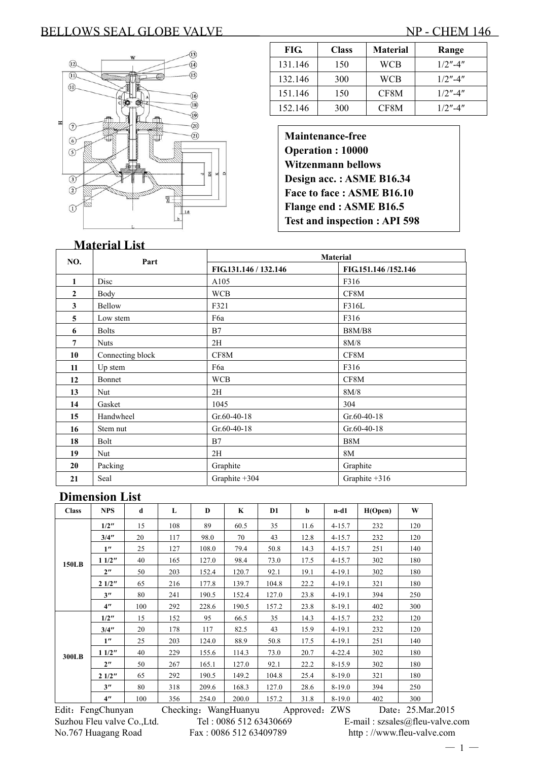# BELLOWS SEAL GLOBE VALVE — NP - CHEM 146

| FIG. | Class | Material | Range |
|---|---|---|---|
| 131.146 | 150 | WCB | 1/2″-4″ |
| 132.146 | 300 | WCB | 1/2″-4″ |
| 151.146 | 150 | CF8M | 1/2″-4″ |
| 152.146 | 300 | CF8M | 1/2″-4″ |

**Maintenance-free**
**Operation : 10000**
**Witzenmann bellows**
**Design acc. : ASME B16.34**
**Face to face : ASME B16.10**
**Flange end : ASME B16.5**
**Test and inspection : API 598**

## Material List

| NO. | Part | Material | |
|---|---|---|---|
| | | FIG.131.146 / 132.146 | FIG.151.146 /152.146 |
| 1 | Disc | A105 | F316 |
| 2 | Body | WCB | CF8M |
| 3 | Bellow | F321 | F316L |
| 5 | Low stem | F6a | F316 |
| 6 | Bolts | B7 | B8M/B8 |
| 7 | Nuts | 2H | 8M/8 |
| 10 | Connecting block | CF8M | CF8M |
| 11 | Up stem | F6a | F316 |
| 12 | Bonnet | WCB | CF8M |
| 13 | Nut | 2H | 8M/8 |
| 14 | Gasket | 1045 | 304 |
| 15 | Handwheel | Gr.60-40-18 | Gr.60-40-18 |
| 16 | Stem nut | Gr.60-40-18 | Gr.60-40-18 |
| 18 | Bolt | B7 | B8M |
| 19 | Nut | 2H | 8M |
| 20 | Packing | Graphite | Graphite |
| 21 | Seal | Graphite +304 | Graphite +316 |

## Dimension List

| Class | NPS | d | L | D | K | D1 | b | n-d1 | H(Open) | W |
|---|---|---|---|---|---|---|---|---|---|---|
| 150LB | 1/2″ | 15 | 108 | 89 | 60.5 | 35 | 11.6 | 4-15.7 | 232 | 120 |
| | 3/4″ | 20 | 117 | 98.0 | 70 | 43 | 12.8 | 4-15.7 | 232 | 120 |
| | 1″ | 25 | 127 | 108.0 | 79.4 | 50.8 | 14.3 | 4-15.7 | 251 | 140 |
| | 1 1/2″ | 40 | 165 | 127.0 | 98.4 | 73.0 | 17.5 | 4-15.7 | 302 | 180 |
| | 2″ | 50 | 203 | 152.4 | 120.7 | 92.1 | 19.1 | 4-19.1 | 302 | 180 |
| | 2 1/2″ | 65 | 216 | 177.8 | 139.7 | 104.8 | 22.2 | 4-19.1 | 321 | 180 |
| | 3″ | 80 | 241 | 190.5 | 152.4 | 127.0 | 23.8 | 4-19.1 | 394 | 250 |
| | 4″ | 100 | 292 | 228.6 | 190.5 | 157.2 | 23.8 | 8-19.1 | 402 | 300 |
| 300LB | 1/2″ | 15 | 152 | 95 | 66.5 | 35 | 14.3 | 4-15.7 | 232 | 120 |
| | 3/4″ | 20 | 178 | 117 | 82.5 | 43 | 15.9 | 4-19.1 | 232 | 120 |
| | 1″ | 25 | 203 | 124.0 | 88.9 | 50.8 | 17.5 | 4-19.1 | 251 | 140 |
| | 1 1/2″ | 40 | 229 | 155.6 | 114.3 | 73.0 | 20.7 | 4-22.4 | 302 | 180 |
| | 2″ | 50 | 267 | 165.1 | 127.0 | 92.1 | 22.2 | 8-15.9 | 302 | 180 |
| | 2 1/2″ | 65 | 292 | 190.5 | 149.2 | 104.8 | 25.4 | 8-19.0 | 321 | 180 |
| | 3″ | 80 | 318 | 209.6 | 168.3 | 127.0 | 28.6 | 8-19.0 | 394 | 250 |
| | 4″ | 100 | 356 | 254.0 | 200.0 | 157.2 | 31.8 | 8-19.0 | 402 | 300 |

Edit：FengChunyan Checking：WangHuanyu Approved：ZWS Date：25.Mar.2015

Suzhou Fleu valve Co.,Ltd. Tel : 0086 512 63430669 E-mail : szsales@fleu-valve.com

No.767 Huagang Road Fax : 0086 512 63409789 http : //www.fleu-valve.com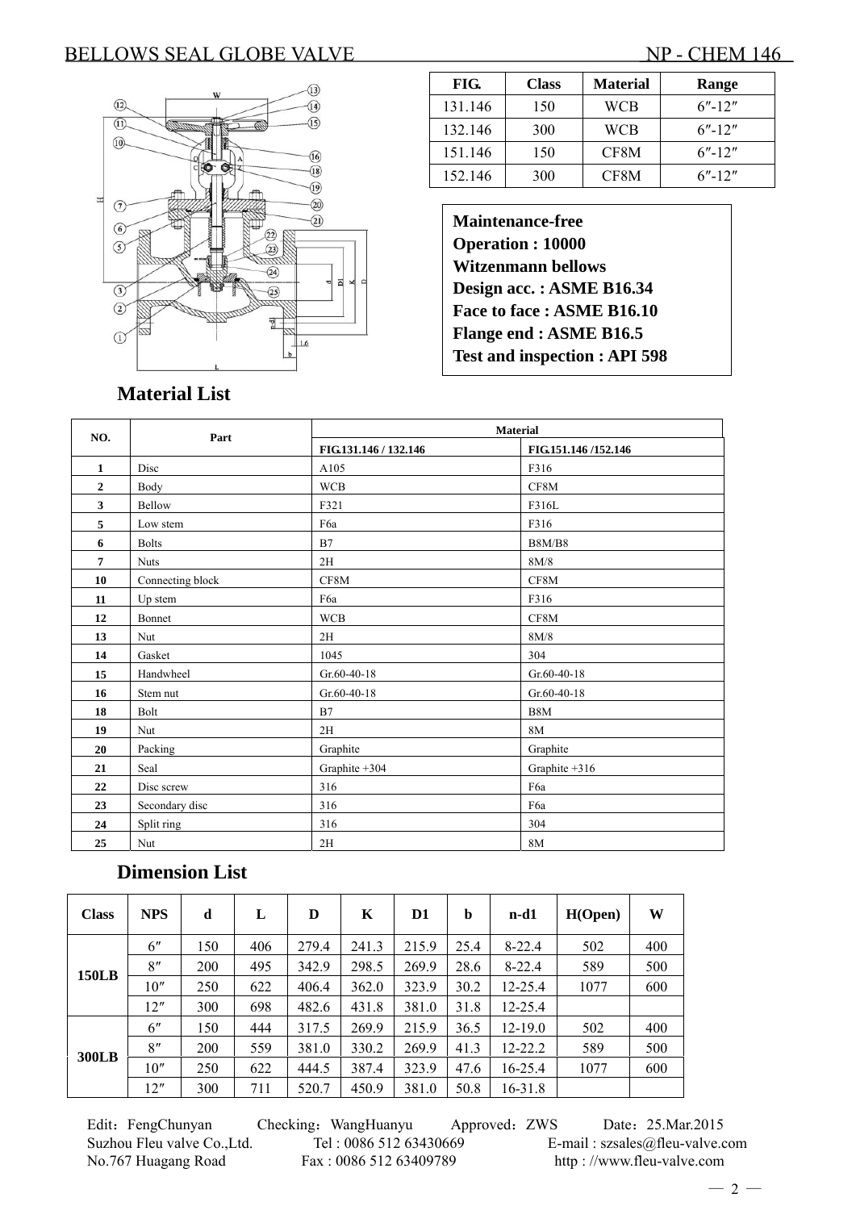# BELLOWS SEAL GLOBE VALVE NP - CHEM 146

| FIG. | Class | Material | Range |
|---|---|---|---|
| 131.146 | 150 | WCB | 6″-12″ |
| 132.146 | 300 | WCB | 6″-12″ |
| 151.146 | 150 | CF8M | 6″-12″ |
| 152.146 | 300 | CF8M | 6″-12″ |

**Maintenance-free**
**Operation : 10000**
**Witzenmann bellows**
**Design acc. : ASME B16.34**
**Face to face : ASME B16.10**
**Flange end : ASME B16.5**
**Test and inspection : API 598**

## Material List

| NO. | Part | Material | |
|---|---|---|---|
| | | FIG.131.146 / 132.146 | FIG.151.146 /152.146 |
| 1 | Disc | A105 | F316 |
| 2 | Body | WCB | CF8M |
| 3 | Bellow | F321 | F316L |
| 5 | Low stem | F6a | F316 |
| 6 | Bolts | B7 | B8M/B8 |
| 7 | Nuts | 2H | 8M/8 |
| 10 | Connecting block | CF8M | CF8M |
| 11 | Up stem | F6a | F316 |
| 12 | Bonnet | WCB | CF8M |
| 13 | Nut | 2H | 8M/8 |
| 14 | Gasket | 1045 | 304 |
| 15 | Handwheel | Gr.60-40-18 | Gr.60-40-18 |
| 16 | Stem nut | Gr.60-40-18 | Gr.60-40-18 |
| 18 | Bolt | B7 | B8M |
| 19 | Nut | 2H | 8M |
| 20 | Packing | Graphite | Graphite |
| 21 | Seal | Graphite +304 | Graphite +316 |
| 22 | Disc screw | 316 | F6a |
| 23 | Secondary disc | 316 | F6a |
| 24 | Split ring | 316 | 304 |
| 25 | Nut | 2H | 8M |

## Dimension List

| Class | NPS | d | L | D | K | D1 | b | n-d1 | H(Open) | W |
|---|---|---|---|---|---|---|---|---|---|---|
| 150LB | 6″ | 150 | 406 | 279.4 | 241.3 | 215.9 | 25.4 | 8-22.4 | 502 | 400 |
| | 8″ | 200 | 495 | 342.9 | 298.5 | 269.9 | 28.6 | 8-22.4 | 589 | 500 |
| | 10″ | 250 | 622 | 406.4 | 362.0 | 323.9 | 30.2 | 12-25.4 | 1077 | 600 |
| | 12″ | 300 | 698 | 482.6 | 431.8 | 381.0 | 31.8 | 12-25.4 | | |
| 300LB | 6″ | 150 | 444 | 317.5 | 269.9 | 215.9 | 36.5 | 12-19.0 | 502 | 400 |
| | 8″ | 200 | 559 | 381.0 | 330.2 | 269.9 | 41.3 | 12-22.2 | 589 | 500 |
| | 10″ | 250 | 622 | 444.5 | 387.4 | 323.9 | 47.6 | 16-25.4 | 1077 | 600 |
| | 12″ | 300 | 711 | 520.7 | 450.9 | 381.0 | 50.8 | 16-31.8 | | |

Edit：FengChunyan Checking：WangHuanyu Approved：ZWS Date：25.Mar.2015
Suzhou Fleu valve Co.,Ltd. Tel : 0086 512 63430669 E-mail : szsales@fleu-valve.com
No.767 Huagang Road Fax : 0086 512 63409789 http : //www.fleu-valve.com